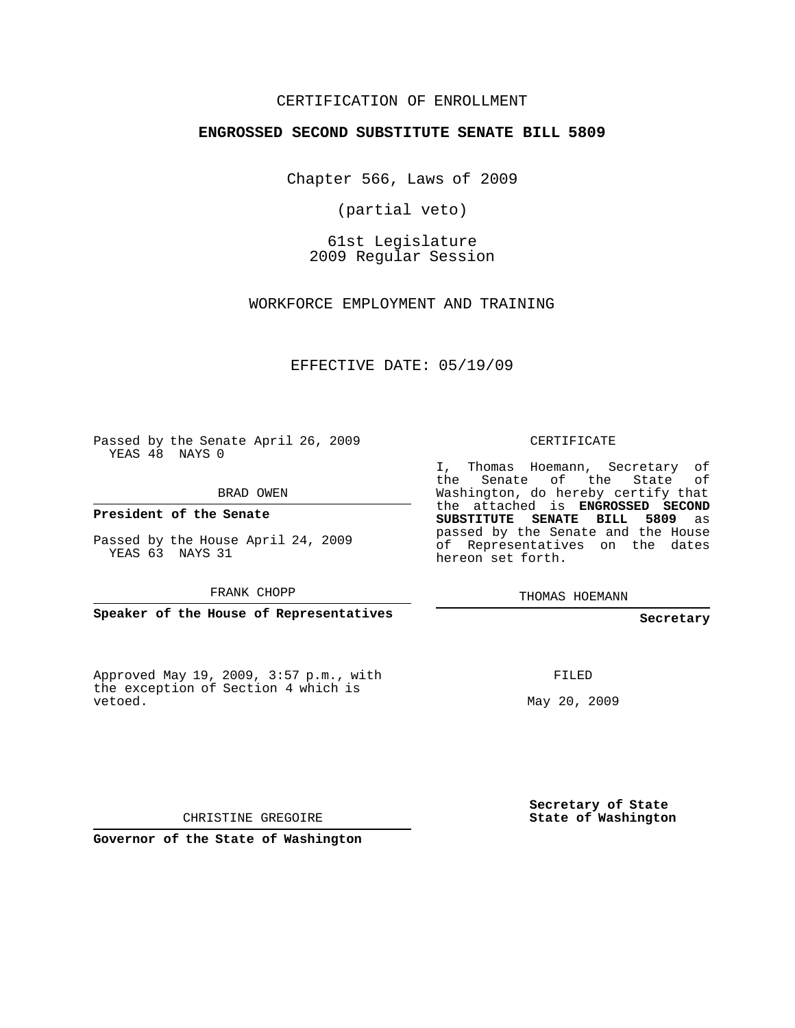CERTIFICATION OF ENROLLMENT

**ENGROSSED SECOND SUBSTITUTE SENATE BILL 5809**

Chapter 566, Laws of 2009

(partial veto)

61st Legislature
2009 Regular Session

WORKFORCE EMPLOYMENT AND TRAINING

EFFECTIVE DATE: 05/19/09

Passed by the Senate April 26, 2009
YEAS 48 NAYS 0

BRAD OWEN

**President of the Senate**

Passed by the House April 24, 2009
YEAS 63 NAYS 31

FRANK CHOPP

**Speaker of the House of Representatives**

CERTIFICATE

I, Thomas Hoemann, Secretary of the Senate of the State of Washington, do hereby certify that the attached is **ENGROSSED SECOND SUBSTITUTE SENATE BILL 5809** as passed by the Senate and the House of Representatives on the dates hereon set forth.

THOMAS HOEMANN

**Secretary**

Approved May 19, 2009, 3:57 p.m., with the exception of Section 4 which is vetoed.

FILED

May 20, 2009

CHRISTINE GREGOIRE

**Governor of the State of Washington**

**Secretary of State**
**State of Washington**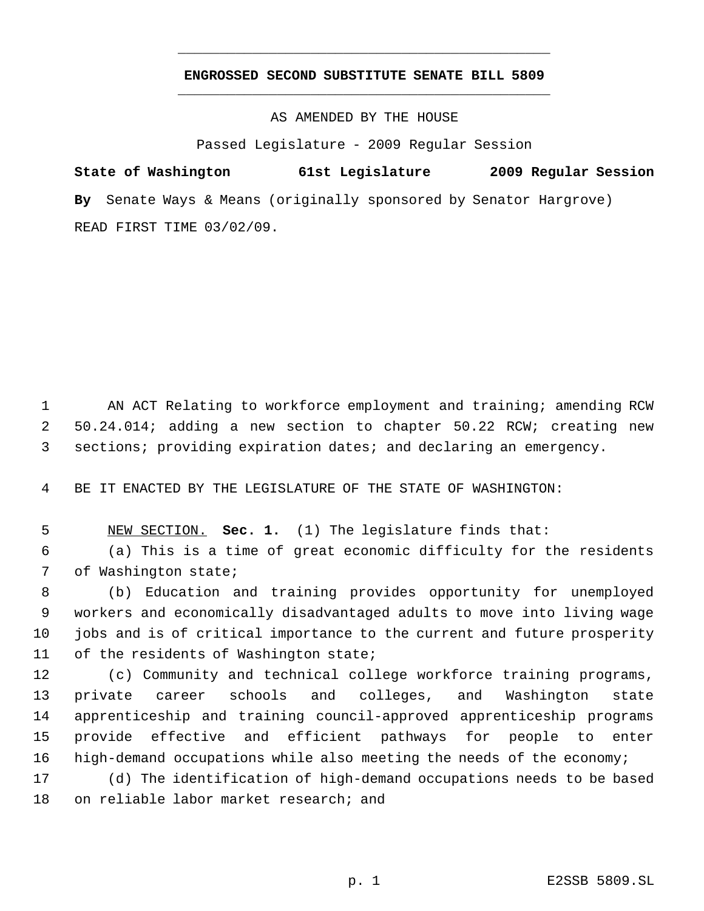**ENGROSSED SECOND SUBSTITUTE SENATE BILL 5809**

AS AMENDED BY THE HOUSE

Passed Legislature - 2009 Regular Session

**State of Washington 61st Legislature 2009 Regular Session**

**By** Senate Ways & Means (originally sponsored by Senator Hargrove)

READ FIRST TIME 03/02/09.

AN ACT Relating to workforce employment and training; amending RCW 50.24.014; adding a new section to chapter 50.22 RCW; creating new sections; providing expiration dates; and declaring an emergency.

BE IT ENACTED BY THE LEGISLATURE OF THE STATE OF WASHINGTON:

NEW SECTION. **Sec. 1.** (1) The legislature finds that:

(a) This is a time of great economic difficulty for the residents of Washington state;

(b) Education and training provides opportunity for unemployed workers and economically disadvantaged adults to move into living wage jobs and is of critical importance to the current and future prosperity of the residents of Washington state;

(c) Community and technical college workforce training programs, private career schools and colleges, and Washington state apprenticeship and training council-approved apprenticeship programs provide effective and efficient pathways for people to enter high-demand occupations while also meeting the needs of the economy;

(d) The identification of high-demand occupations needs to be based on reliable labor market research; and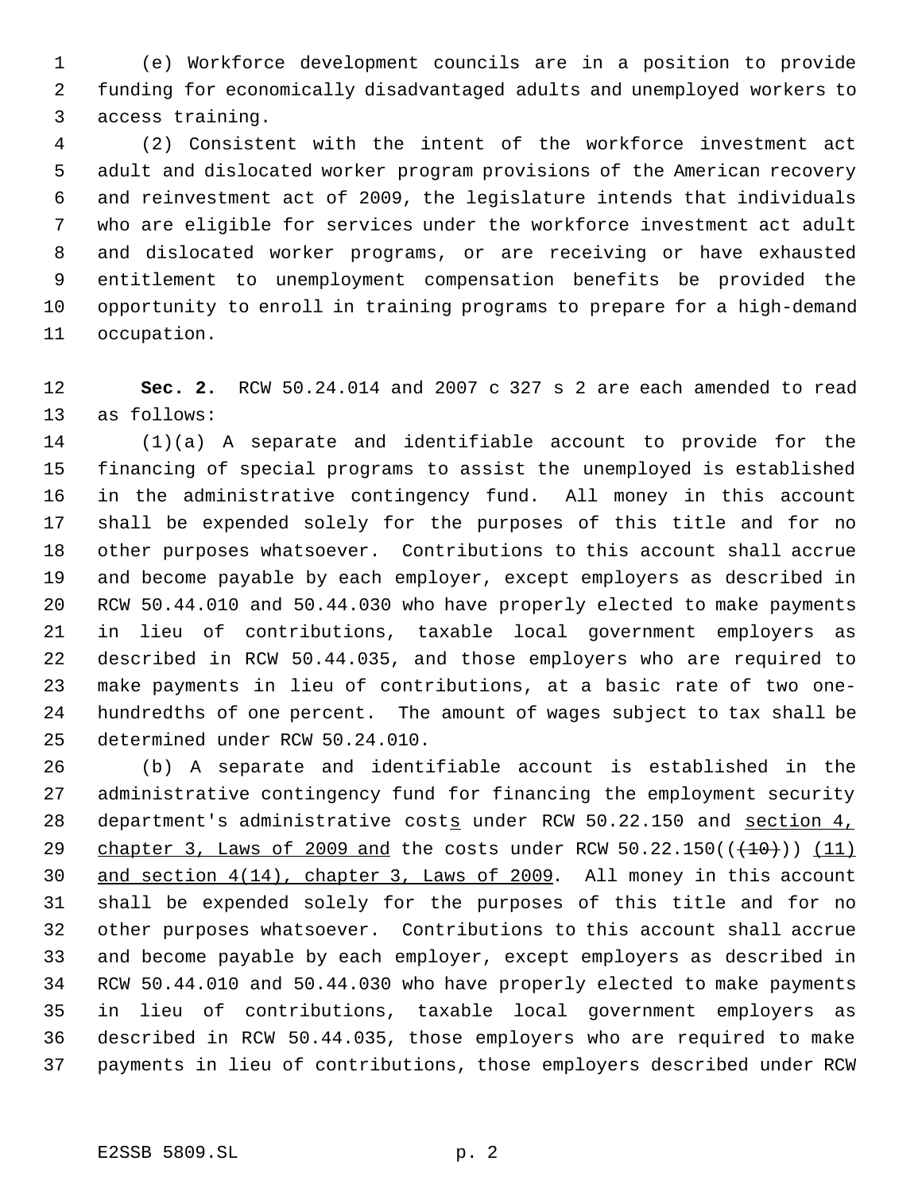(e) Workforce development councils are in a position to provide funding for economically disadvantaged adults and unemployed workers to access training.

(2) Consistent with the intent of the workforce investment act adult and dislocated worker program provisions of the American recovery and reinvestment act of 2009, the legislature intends that individuals who are eligible for services under the workforce investment act adult and dislocated worker programs, or are receiving or have exhausted entitlement to unemployment compensation benefits be provided the opportunity to enroll in training programs to prepare for a high-demand occupation.

**Sec. 2.** RCW 50.24.014 and 2007 c 327 s 2 are each amended to read as follows:

(1)(a) A separate and identifiable account to provide for the financing of special programs to assist the unemployed is established in the administrative contingency fund. All money in this account shall be expended solely for the purposes of this title and for no other purposes whatsoever. Contributions to this account shall accrue and become payable by each employer, except employers as described in RCW 50.44.010 and 50.44.030 who have properly elected to make payments in lieu of contributions, taxable local government employers as described in RCW 50.44.035, and those employers who are required to make payments in lieu of contributions, at a basic rate of two one-hundredths of one percent. The amount of wages subject to tax shall be determined under RCW 50.24.010.

(b) A separate and identifiable account is established in the administrative contingency fund for financing the employment security department's administrative costs under RCW 50.22.150 and section 4, chapter 3, Laws of 2009 and the costs under RCW 50.22.150((~~(10)~~)) (11) and section 4(14), chapter 3, Laws of 2009. All money in this account shall be expended solely for the purposes of this title and for no other purposes whatsoever. Contributions to this account shall accrue and become payable by each employer, except employers as described in RCW 50.44.010 and 50.44.030 who have properly elected to make payments in lieu of contributions, taxable local government employers as described in RCW 50.44.035, those employers who are required to make payments in lieu of contributions, those employers described under RCW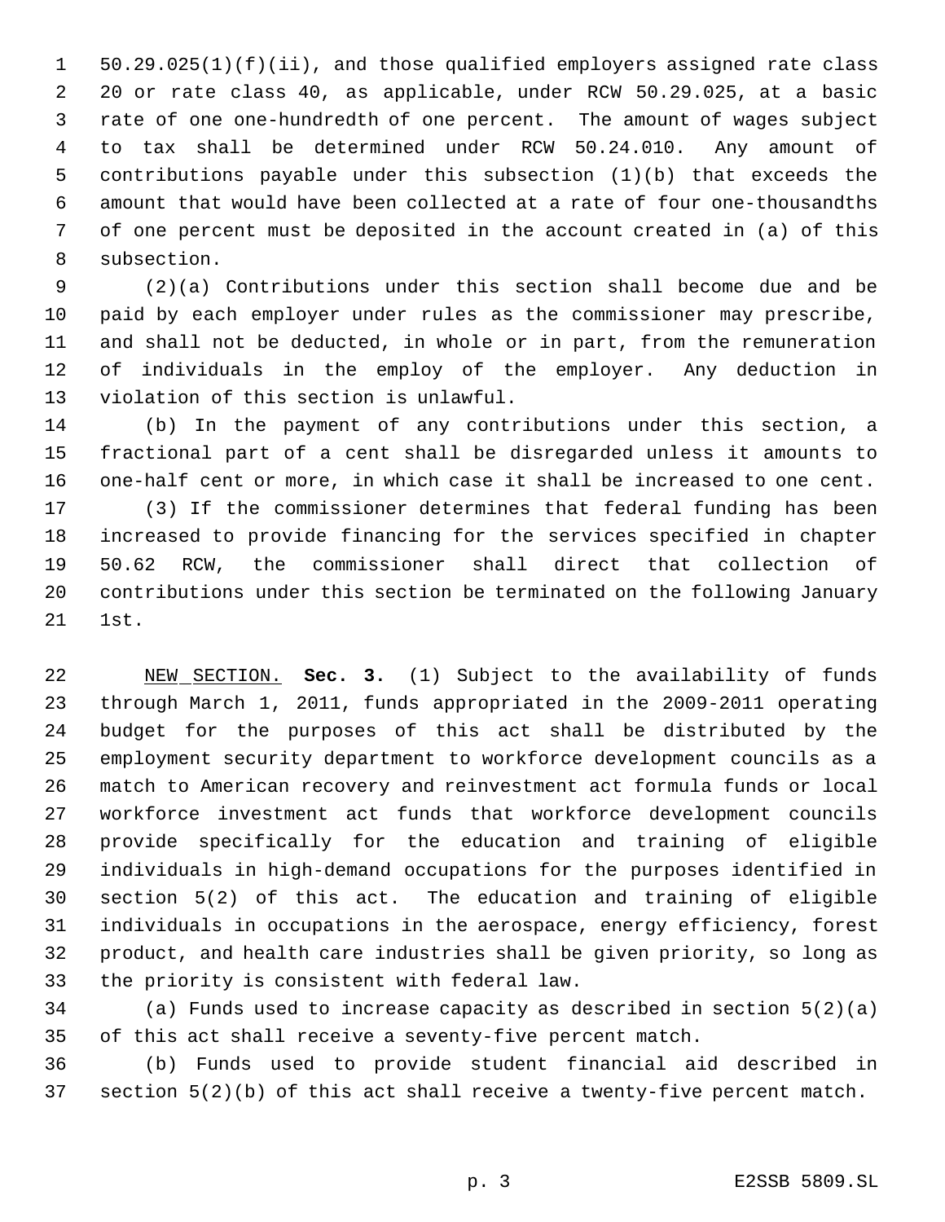50.29.025(1)(f)(ii), and those qualified employers assigned rate class 20 or rate class 40, as applicable, under RCW 50.29.025, at a basic rate of one one-hundredth of one percent. The amount of wages subject to tax shall be determined under RCW 50.24.010. Any amount of contributions payable under this subsection (1)(b) that exceeds the amount that would have been collected at a rate of four one-thousandths of one percent must be deposited in the account created in (a) of this subsection.

(2)(a) Contributions under this section shall become due and be paid by each employer under rules as the commissioner may prescribe, and shall not be deducted, in whole or in part, from the remuneration of individuals in the employ of the employer. Any deduction in violation of this section is unlawful.

(b) In the payment of any contributions under this section, a fractional part of a cent shall be disregarded unless it amounts to one-half cent or more, in which case it shall be increased to one cent.

(3) If the commissioner determines that federal funding has been increased to provide financing for the services specified in chapter 50.62 RCW, the commissioner shall direct that collection of contributions under this section be terminated on the following January 1st.

NEW SECTION. **Sec. 3.** (1) Subject to the availability of funds through March 1, 2011, funds appropriated in the 2009-2011 operating budget for the purposes of this act shall be distributed by the employment security department to workforce development councils as a match to American recovery and reinvestment act formula funds or local workforce investment act funds that workforce development councils provide specifically for the education and training of eligible individuals in high-demand occupations for the purposes identified in section 5(2) of this act. The education and training of eligible individuals in occupations in the aerospace, energy efficiency, forest product, and health care industries shall be given priority, so long as the priority is consistent with federal law.

(a) Funds used to increase capacity as described in section 5(2)(a) of this act shall receive a seventy-five percent match.

(b) Funds used to provide student financial aid described in section 5(2)(b) of this act shall receive a twenty-five percent match.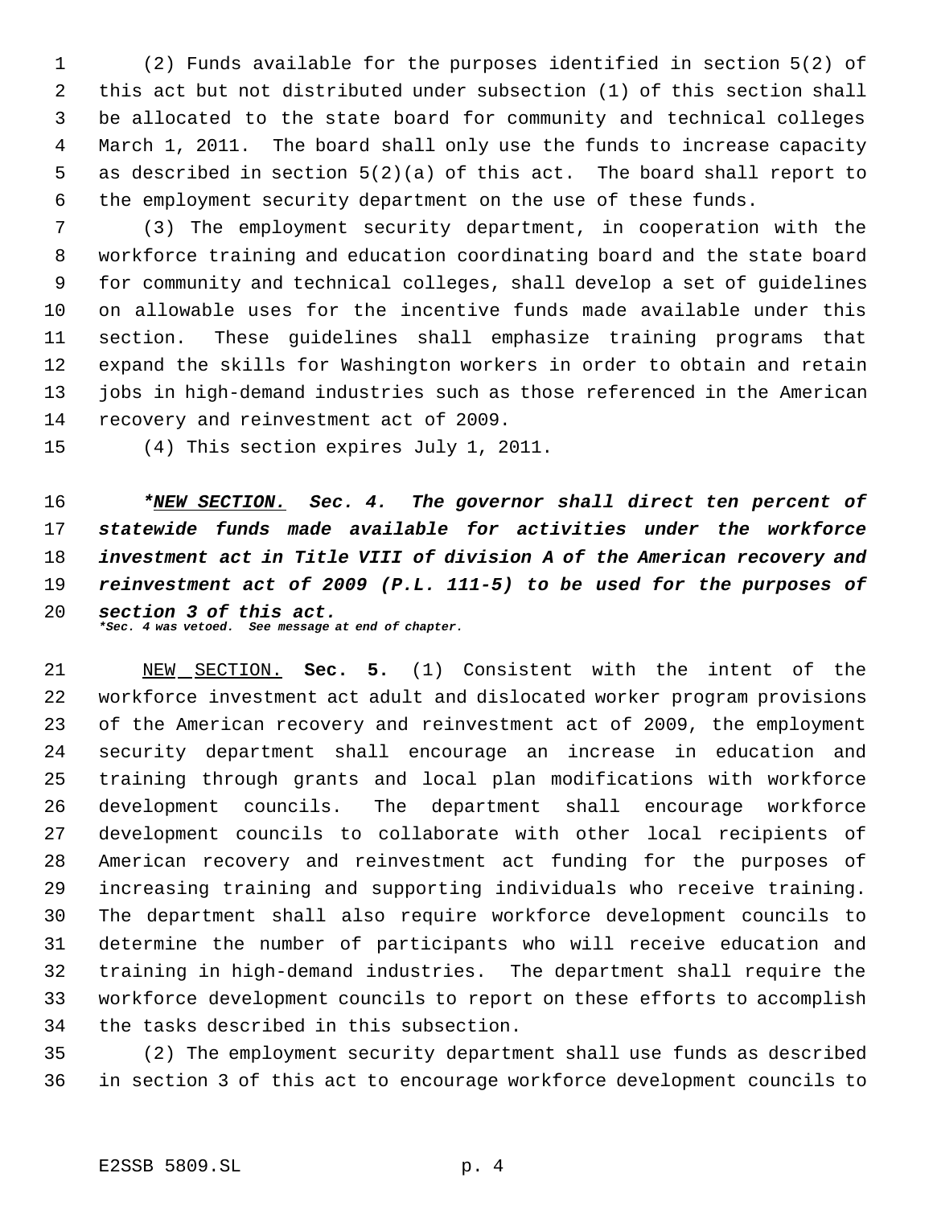(2) Funds available for the purposes identified in section 5(2) of this act but not distributed under subsection (1) of this section shall be allocated to the state board for community and technical colleges March 1, 2011. The board shall only use the funds to increase capacity as described in section 5(2)(a) of this act. The board shall report to the employment security department on the use of these funds.

(3) The employment security department, in cooperation with the workforce training and education coordinating board and the state board for community and technical colleges, shall develop a set of guidelines on allowable uses for the incentive funds made available under this section. These guidelines shall emphasize training programs that expand the skills for Washington workers in order to obtain and retain jobs in high-demand industries such as those referenced in the American recovery and reinvestment act of 2009.

(4) This section expires July 1, 2011.

***NEW SECTION. Sec. 4. The governor shall direct ten percent of statewide funds made available for activities under the workforce investment act in Title VIII of division A of the American recovery and reinvestment act of 2009 (P.L. 111-5) to be used for the purposes of section 3 of this act.***
***\*Sec. 4 was vetoed. See message at end of chapter.***

NEW SECTION. **Sec. 5.** (1) Consistent with the intent of the workforce investment act adult and dislocated worker program provisions of the American recovery and reinvestment act of 2009, the employment security department shall encourage an increase in education and training through grants and local plan modifications with workforce development councils. The department shall encourage workforce development councils to collaborate with other local recipients of American recovery and reinvestment act funding for the purposes of increasing training and supporting individuals who receive training. The department shall also require workforce development councils to determine the number of participants who will receive education and training in high-demand industries. The department shall require the workforce development councils to report on these efforts to accomplish the tasks described in this subsection.

(2) The employment security department shall use funds as described in section 3 of this act to encourage workforce development councils to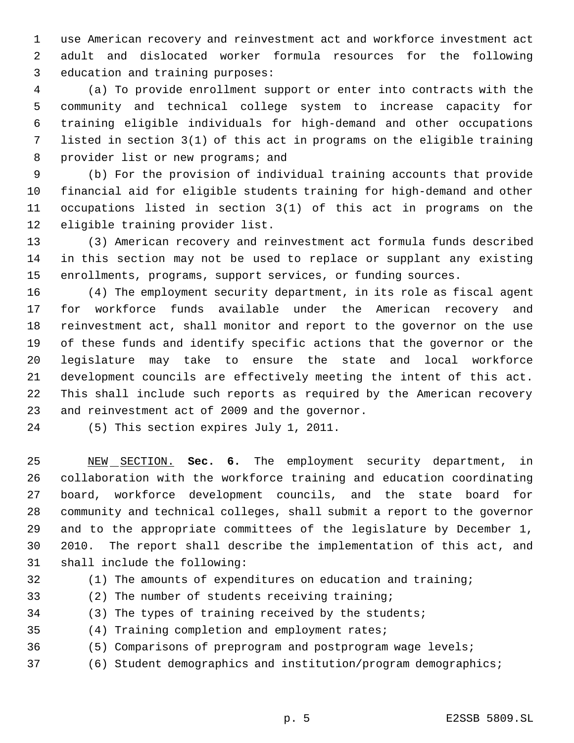use American recovery and reinvestment act and workforce investment act adult and dislocated worker formula resources for the following education and training purposes:

(a) To provide enrollment support or enter into contracts with the community and technical college system to increase capacity for training eligible individuals for high-demand and other occupations listed in section 3(1) of this act in programs on the eligible training provider list or new programs; and

(b) For the provision of individual training accounts that provide financial aid for eligible students training for high-demand and other occupations listed in section 3(1) of this act in programs on the eligible training provider list.

(3) American recovery and reinvestment act formula funds described in this section may not be used to replace or supplant any existing enrollments, programs, support services, or funding sources.

(4) The employment security department, in its role as fiscal agent for workforce funds available under the American recovery and reinvestment act, shall monitor and report to the governor on the use of these funds and identify specific actions that the governor or the legislature may take to ensure the state and local workforce development councils are effectively meeting the intent of this act. This shall include such reports as required by the American recovery and reinvestment act of 2009 and the governor.

(5) This section expires July 1, 2011.

NEW SECTION. **Sec. 6.** The employment security department, in collaboration with the workforce training and education coordinating board, workforce development councils, and the state board for community and technical colleges, shall submit a report to the governor and to the appropriate committees of the legislature by December 1, 2010. The report shall describe the implementation of this act, and shall include the following:

(1) The amounts of expenditures on education and training;

(2) The number of students receiving training;

(3) The types of training received by the students;

(4) Training completion and employment rates;

(5) Comparisons of preprogram and postprogram wage levels;

(6) Student demographics and institution/program demographics;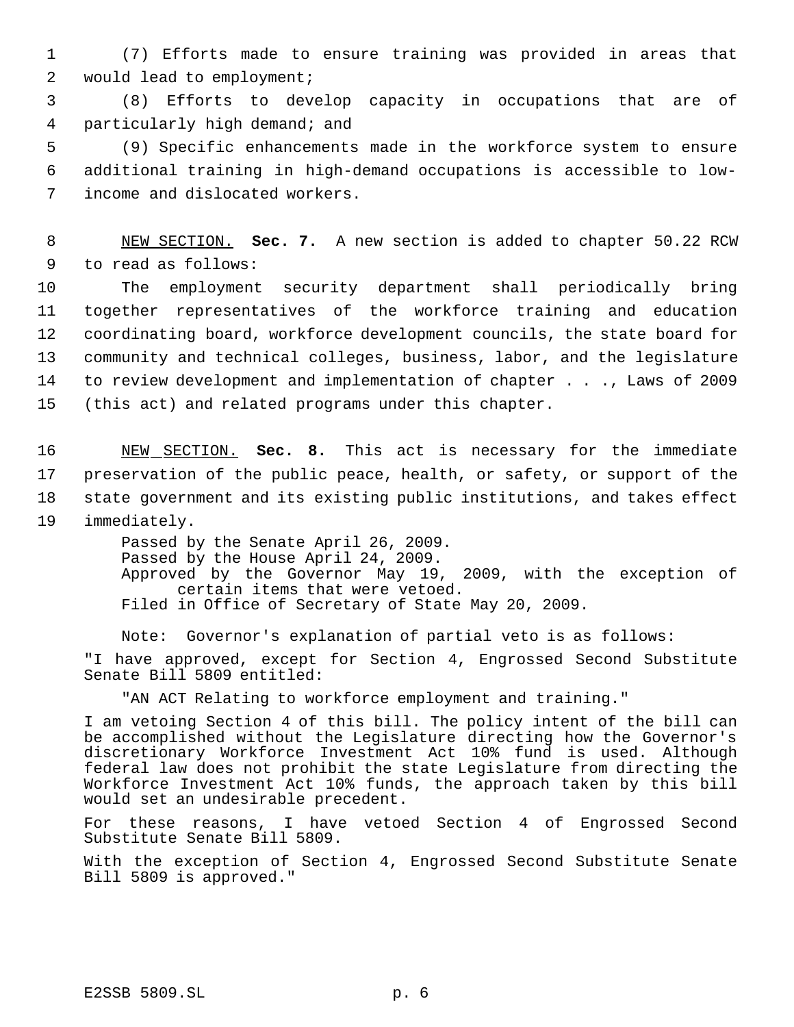(7) Efforts made to ensure training was provided in areas that would lead to employment;

(8) Efforts to develop capacity in occupations that are of particularly high demand; and

(9) Specific enhancements made in the workforce system to ensure additional training in high-demand occupations is accessible to low-income and dislocated workers.

NEW SECTION. **Sec. 7.** A new section is added to chapter 50.22 RCW to read as follows:

The employment security department shall periodically bring together representatives of the workforce training and education coordinating board, workforce development councils, the state board for community and technical colleges, business, labor, and the legislature to review development and implementation of chapter . . ., Laws of 2009 (this act) and related programs under this chapter.

NEW SECTION. **Sec. 8.** This act is necessary for the immediate preservation of the public peace, health, or safety, or support of the state government and its existing public institutions, and takes effect immediately.

Passed by the Senate April 26, 2009.
Passed by the House April 24, 2009.
Approved by the Governor May 19, 2009, with the exception of certain items that were vetoed.
Filed in Office of Secretary of State May 20, 2009.

Note: Governor's explanation of partial veto is as follows:

"I have approved, except for Section 4, Engrossed Second Substitute Senate Bill 5809 entitled:

"AN ACT Relating to workforce employment and training."

I am vetoing Section 4 of this bill. The policy intent of the bill can be accomplished without the Legislature directing how the Governor's discretionary Workforce Investment Act 10% fund is used. Although federal law does not prohibit the state Legislature from directing the Workforce Investment Act 10% funds, the approach taken by this bill would set an undesirable precedent.

For these reasons, I have vetoed Section 4 of Engrossed Second Substitute Senate Bill 5809.

With the exception of Section 4, Engrossed Second Substitute Senate Bill 5809 is approved."